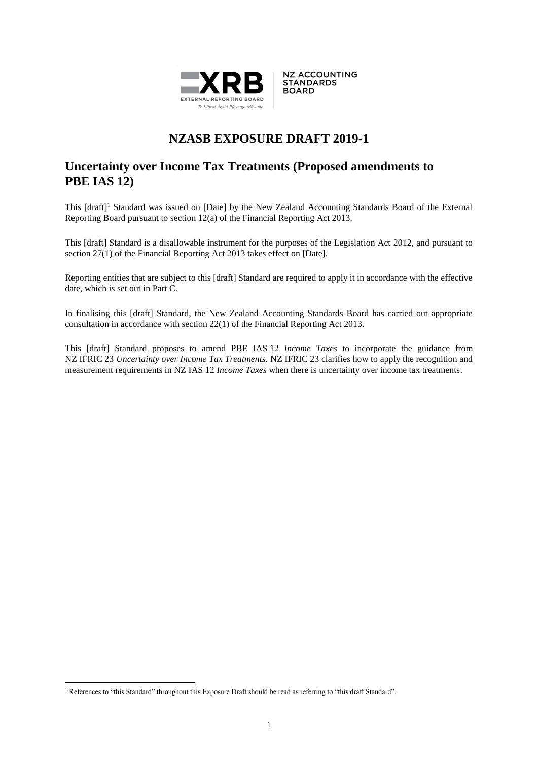# NZASB EXPOSURE DRAFT 2019-1

## Uncertainty over Income Tax Treatments (Proposed amendments to PBE IAS 12)

This [draft][1] Standard was issued on [Date] by the New Zealand Accounting Standards Board of the External Reporting Board pursuant to section 12(a) of the Financial Reporting Act 2013.

This [draft] Standard is a disallowable instrument for the purposes of the Legislation Act 2012, and pursuant to section 27(1) of the Financial Reporting Act 2013 takes effect on [Date].

Reporting entities that are subject to this [draft] Standard are required to apply it in accordance with the effective date, which is set out in Part C.

In finalising this [draft] Standard, the New Zealand Accounting Standards Board has carried out appropriate consultation in accordance with section 22(1) of the Financial Reporting Act 2013.

This [draft] Standard proposes to amend PBE IAS 12 *Income Taxes* to incorporate the guidance from NZ IFRIC 23 *Uncertainty over Income Tax Treatments*. NZ IFRIC 23 clarifies how to apply the recognition and measurement requirements in NZ IAS 12 *Income Taxes* when there is uncertainty over income tax treatments.

[1] References to "this Standard" throughout this Exposure Draft should be read as referring to "this draft Standard".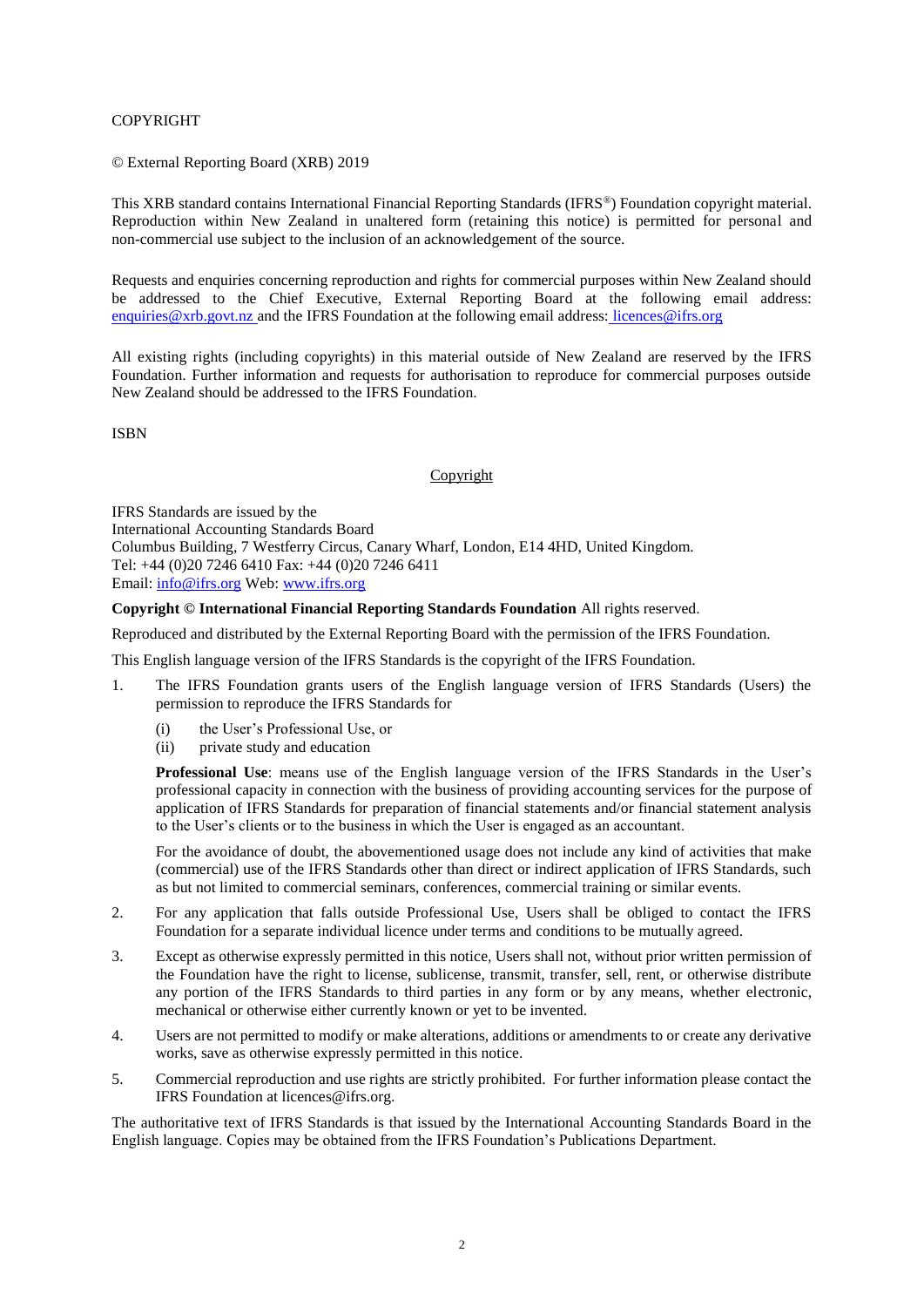COPYRIGHT

© External Reporting Board (XRB) 2019

This XRB standard contains International Financial Reporting Standards (IFRS®) Foundation copyright material. Reproduction within New Zealand in unaltered form (retaining this notice) is permitted for personal and non-commercial use subject to the inclusion of an acknowledgement of the source.

Requests and enquiries concerning reproduction and rights for commercial purposes within New Zealand should be addressed to the Chief Executive, External Reporting Board at the following email address: enquiries@xrb.govt.nz and the IFRS Foundation at the following email address: licences@ifrs.org

All existing rights (including copyrights) in this material outside of New Zealand are reserved by the IFRS Foundation. Further information and requests for authorisation to reproduce for commercial purposes outside New Zealand should be addressed to the IFRS Foundation.

ISBN

## Copyright

IFRS Standards are issued by the
International Accounting Standards Board
Columbus Building, 7 Westferry Circus, Canary Wharf, London, E14 4HD, United Kingdom.
Tel: +44 (0)20 7246 6410 Fax: +44 (0)20 7246 6411
Email: info@ifrs.org Web: www.ifrs.org

**Copyright © International Financial Reporting Standards Foundation** All rights reserved.

Reproduced and distributed by the External Reporting Board with the permission of the IFRS Foundation.

This English language version of the IFRS Standards is the copyright of the IFRS Foundation.

1. The IFRS Foundation grants users of the English language version of IFRS Standards (Users) the permission to reproduce the IFRS Standards for

   (i) the User's Professional Use, or
   (ii) private study and education

   **Professional Use**: means use of the English language version of the IFRS Standards in the User's professional capacity in connection with the business of providing accounting services for the purpose of application of IFRS Standards for preparation of financial statements and/or financial statement analysis to the User's clients or to the business in which the User is engaged as an accountant.

   For the avoidance of doubt, the abovementioned usage does not include any kind of activities that make (commercial) use of the IFRS Standards other than direct or indirect application of IFRS Standards, such as but not limited to commercial seminars, conferences, commercial training or similar events.

2. For any application that falls outside Professional Use, Users shall be obliged to contact the IFRS Foundation for a separate individual licence under terms and conditions to be mutually agreed.

3. Except as otherwise expressly permitted in this notice, Users shall not, without prior written permission of the Foundation have the right to license, sublicense, transmit, transfer, sell, rent, or otherwise distribute any portion of the IFRS Standards to third parties in any form or by any means, whether electronic, mechanical or otherwise either currently known or yet to be invented.

4. Users are not permitted to modify or make alterations, additions or amendments to or create any derivative works, save as otherwise expressly permitted in this notice.

5. Commercial reproduction and use rights are strictly prohibited. For further information please contact the IFRS Foundation at licences@ifrs.org.

The authoritative text of IFRS Standards is that issued by the International Accounting Standards Board in the English language. Copies may be obtained from the IFRS Foundation's Publications Department.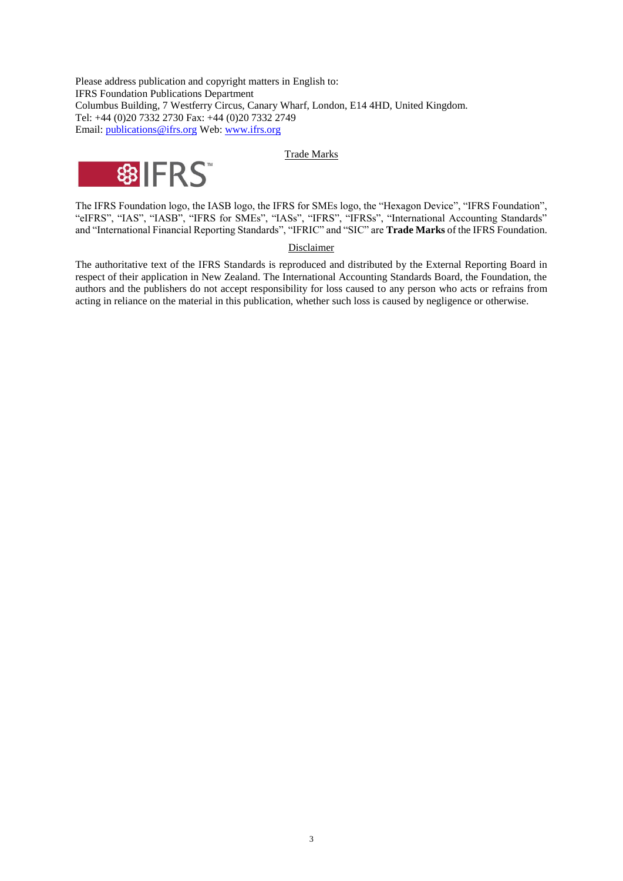Please address publication and copyright matters in English to:
IFRS Foundation Publications Department
Columbus Building, 7 Westferry Circus, Canary Wharf, London, E14 4HD, United Kingdom.
Tel: +44 (0)20 7332 2730 Fax: +44 (0)20 7332 2749
Email: publications@ifrs.org Web: www.ifrs.org

Trade Marks

The IFRS Foundation logo, the IASB logo, the IFRS for SMEs logo, the "Hexagon Device", "IFRS Foundation", "eIFRS", "IAS", "IASB", "IFRS for SMEs", "IASs", "IFRS", "IFRSs", "International Accounting Standards" and "International Financial Reporting Standards", "IFRIC" and "SIC" are **Trade Marks** of the IFRS Foundation.

Disclaimer

The authoritative text of the IFRS Standards is reproduced and distributed by the External Reporting Board in respect of their application in New Zealand. The International Accounting Standards Board, the Foundation, the authors and the publishers do not accept responsibility for loss caused to any person who acts or refrains from acting in reliance on the material in this publication, whether such loss is caused by negligence or otherwise.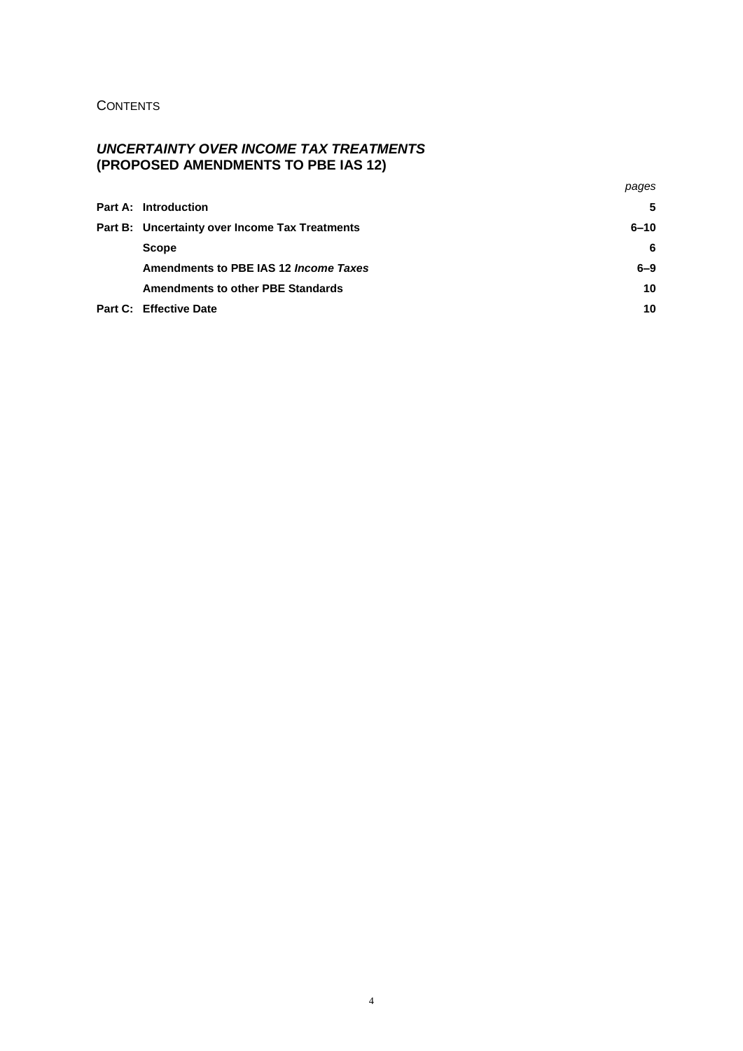CONTENTS

## *UNCERTAINTY OVER INCOME TAX TREATMENTS*
## (PROPOSED AMENDMENTS TO PBE IAS 12)

| | | *pages* |
|---|---|---|
| **Part A:** | **Introduction** | **5** |
| **Part B:** | **Uncertainty over Income Tax Treatments** | **6–10** |
| | **Scope** | **6** |
| | **Amendments to PBE IAS 12 *Income Taxes*** | **6–9** |
| | **Amendments to other PBE Standards** | **10** |
| **Part C:** | **Effective Date** | **10** |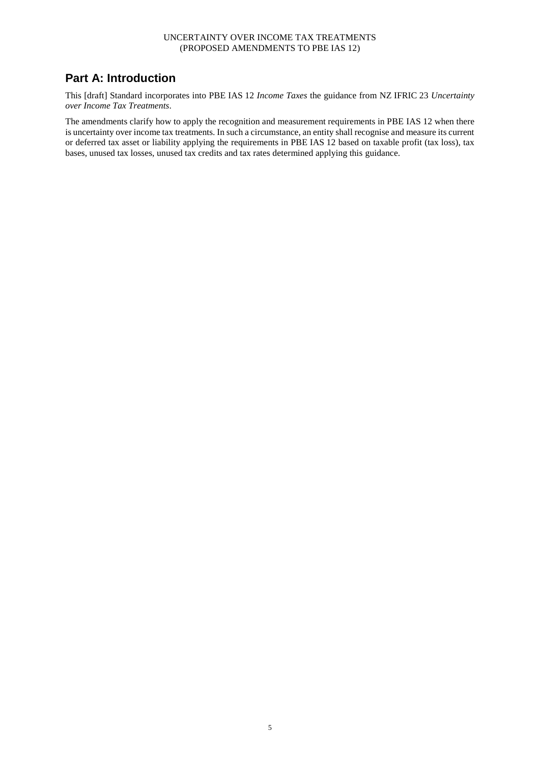## Part A: Introduction

This [draft] Standard incorporates into PBE IAS 12 *Income Taxes* the guidance from NZ IFRIC 23 *Uncertainty over Income Tax Treatments*.

The amendments clarify how to apply the recognition and measurement requirements in PBE IAS 12 when there is uncertainty over income tax treatments. In such a circumstance, an entity shall recognise and measure its current or deferred tax asset or liability applying the requirements in PBE IAS 12 based on taxable profit (tax loss), tax bases, unused tax losses, unused tax credits and tax rates determined applying this guidance.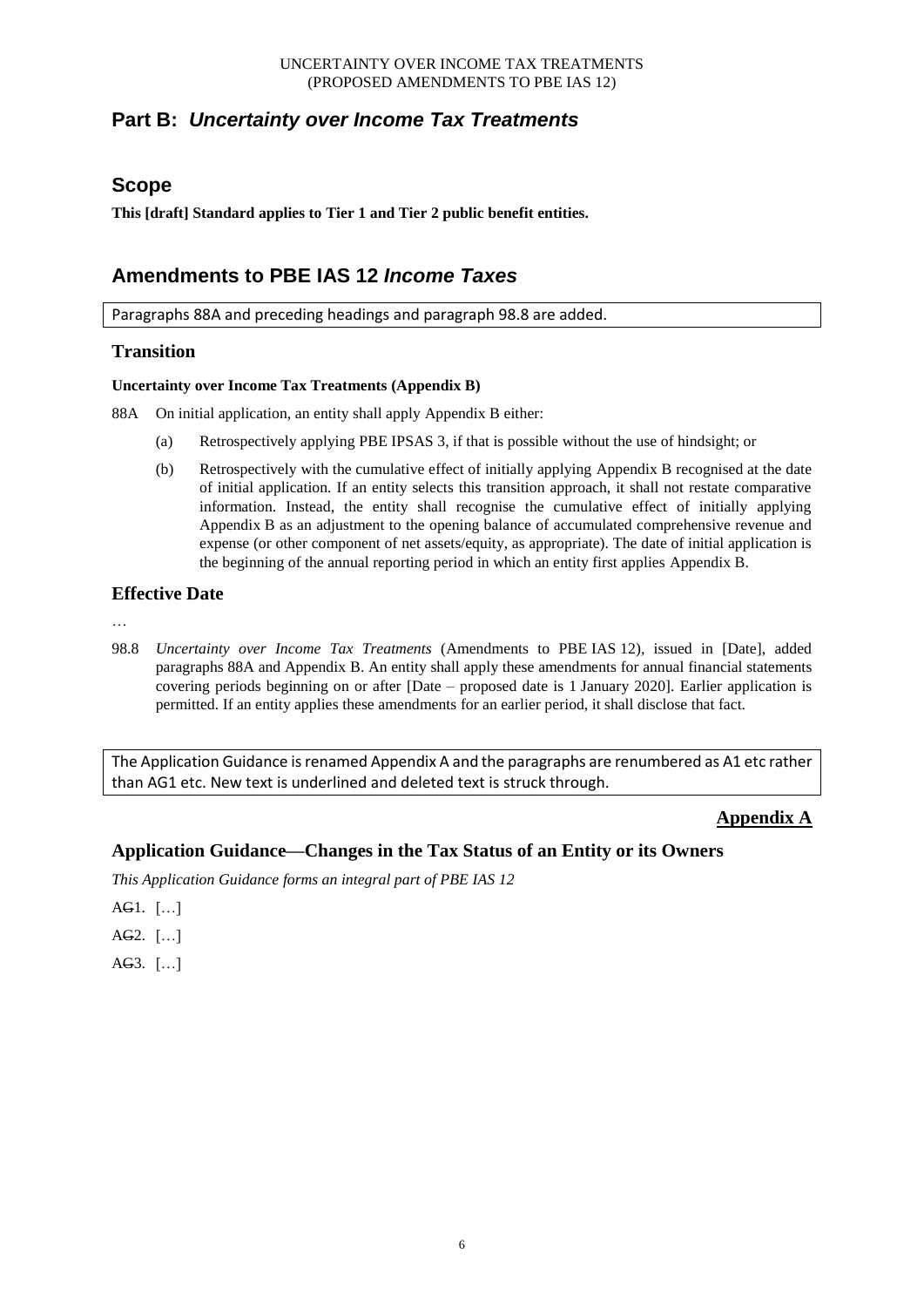## Part B: *Uncertainty over Income Tax Treatments*

## Scope

**This [draft] Standard applies to Tier 1 and Tier 2 public benefit entities.**

## Amendments to PBE IAS 12 *Income Taxes*

Paragraphs 88A and preceding headings and paragraph 98.8 are added.

### Transition

#### Uncertainty over Income Tax Treatments (Appendix B)

88A On initial application, an entity shall apply Appendix B either:

(a) Retrospectively applying PBE IPSAS 3, if that is possible without the use of hindsight; or

(b) Retrospectively with the cumulative effect of initially applying Appendix B recognised at the date of initial application. If an entity selects this transition approach, it shall not restate comparative information. Instead, the entity shall recognise the cumulative effect of initially applying Appendix B as an adjustment to the opening balance of accumulated comprehensive revenue and expense (or other component of net assets/equity, as appropriate). The date of initial application is the beginning of the annual reporting period in which an entity first applies Appendix B.

### Effective Date

…

98.8 *Uncertainty over Income Tax Treatments* (Amendments to PBE IAS 12), issued in [Date], added paragraphs 88A and Appendix B. An entity shall apply these amendments for annual financial statements covering periods beginning on or after [Date – proposed date is 1 January 2020]. Earlier application is permitted. If an entity applies these amendments for an earlier period, it shall disclose that fact.

The Application Guidance is renamed Appendix A and the paragraphs are renumbered as A1 etc rather than AG1 etc. New text is underlined and deleted text is struck through.

**Appendix A**

### Application Guidance—Changes in the Tax Status of an Entity or its Owners

*This Application Guidance forms an integral part of PBE IAS 12*

A~~G~~1. […]

A~~G~~2. […]

A~~G~~3. […]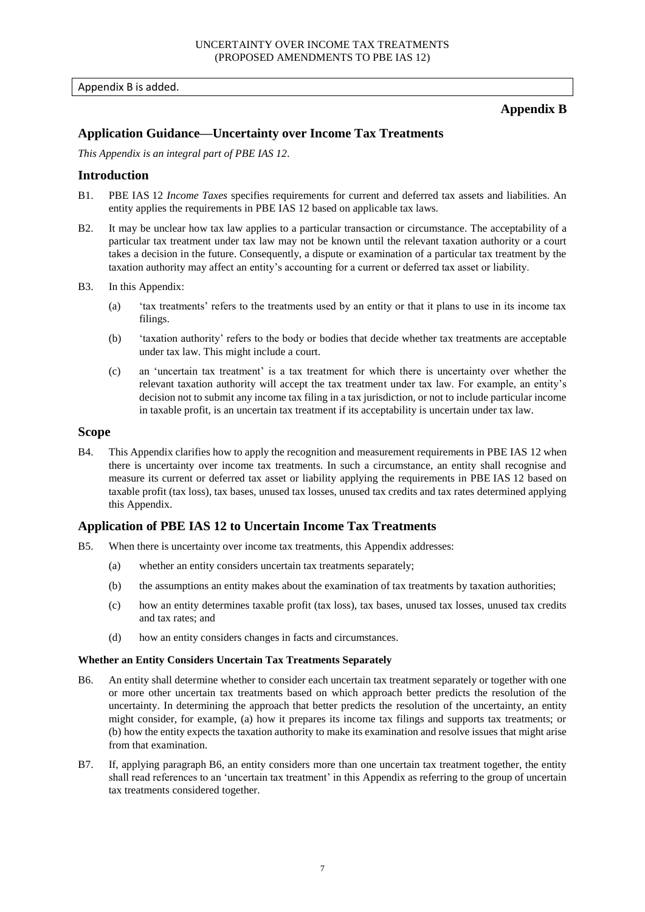Appendix B is added.

# Appendix B

## Application Guidance—Uncertainty over Income Tax Treatments

*This Appendix is an integral part of PBE IAS 12.*

### Introduction

B1. PBE IAS 12 *Income Taxes* specifies requirements for current and deferred tax assets and liabilities. An entity applies the requirements in PBE IAS 12 based on applicable tax laws.

B2. It may be unclear how tax law applies to a particular transaction or circumstance. The acceptability of a particular tax treatment under tax law may not be known until the relevant taxation authority or a court takes a decision in the future. Consequently, a dispute or examination of a particular tax treatment by the taxation authority may affect an entity's accounting for a current or deferred tax asset or liability.

B3. In this Appendix:

(a) 'tax treatments' refers to the treatments used by an entity or that it plans to use in its income tax filings.

(b) 'taxation authority' refers to the body or bodies that decide whether tax treatments are acceptable under tax law. This might include a court.

(c) an 'uncertain tax treatment' is a tax treatment for which there is uncertainty over whether the relevant taxation authority will accept the tax treatment under tax law. For example, an entity's decision not to submit any income tax filing in a tax jurisdiction, or not to include particular income in taxable profit, is an uncertain tax treatment if its acceptability is uncertain under tax law.

### Scope

B4. This Appendix clarifies how to apply the recognition and measurement requirements in PBE IAS 12 when there is uncertainty over income tax treatments. In such a circumstance, an entity shall recognise and measure its current or deferred tax asset or liability applying the requirements in PBE IAS 12 based on taxable profit (tax loss), tax bases, unused tax losses, unused tax credits and tax rates determined applying this Appendix.

### Application of PBE IAS 12 to Uncertain Income Tax Treatments

B5. When there is uncertainty over income tax treatments, this Appendix addresses:

(a) whether an entity considers uncertain tax treatments separately;

(b) the assumptions an entity makes about the examination of tax treatments by taxation authorities;

(c) how an entity determines taxable profit (tax loss), tax bases, unused tax losses, unused tax credits and tax rates; and

(d) how an entity considers changes in facts and circumstances.

#### Whether an Entity Considers Uncertain Tax Treatments Separately

B6. An entity shall determine whether to consider each uncertain tax treatment separately or together with one or more other uncertain tax treatments based on which approach better predicts the resolution of the uncertainty. In determining the approach that better predicts the resolution of the uncertainty, an entity might consider, for example, (a) how it prepares its income tax filings and supports tax treatments; or (b) how the entity expects the taxation authority to make its examination and resolve issues that might arise from that examination.

B7. If, applying paragraph B6, an entity considers more than one uncertain tax treatment together, the entity shall read references to an 'uncertain tax treatment' in this Appendix as referring to the group of uncertain tax treatments considered together.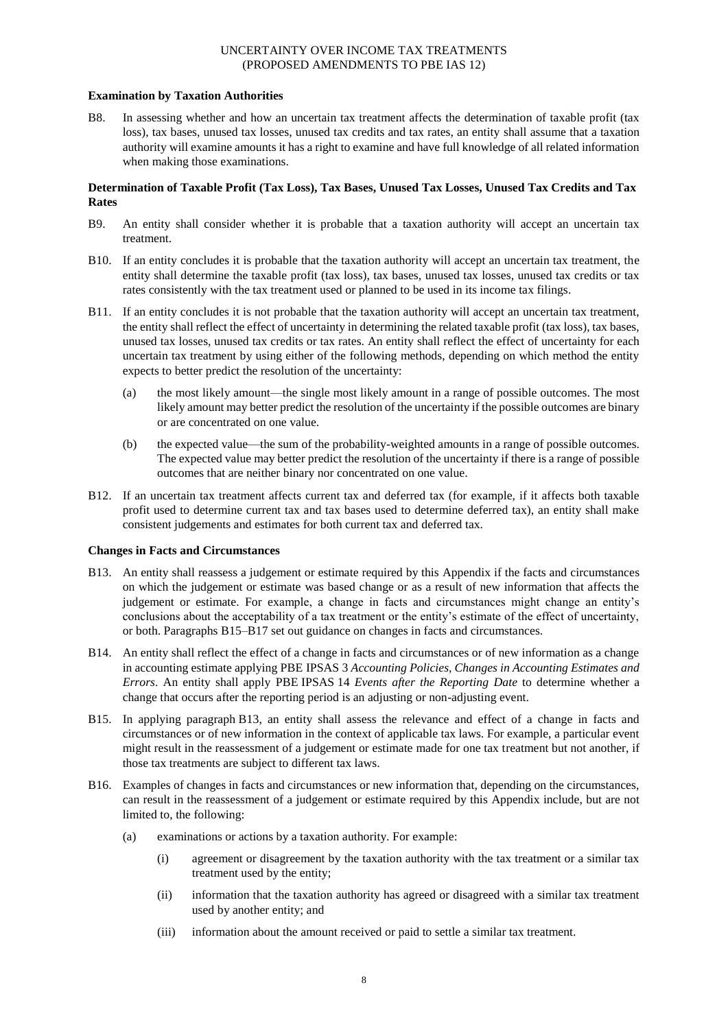### Examination by Taxation Authorities

B8. In assessing whether and how an uncertain tax treatment affects the determination of taxable profit (tax loss), tax bases, unused tax losses, unused tax credits and tax rates, an entity shall assume that a taxation authority will examine amounts it has a right to examine and have full knowledge of all related information when making those examinations.

### Determination of Taxable Profit (Tax Loss), Tax Bases, Unused Tax Losses, Unused Tax Credits and Tax Rates

B9. An entity shall consider whether it is probable that a taxation authority will accept an uncertain tax treatment.

B10. If an entity concludes it is probable that the taxation authority will accept an uncertain tax treatment, the entity shall determine the taxable profit (tax loss), tax bases, unused tax losses, unused tax credits or tax rates consistently with the tax treatment used or planned to be used in its income tax filings.

B11. If an entity concludes it is not probable that the taxation authority will accept an uncertain tax treatment, the entity shall reflect the effect of uncertainty in determining the related taxable profit (tax loss), tax bases, unused tax losses, unused tax credits or tax rates. An entity shall reflect the effect of uncertainty for each uncertain tax treatment by using either of the following methods, depending on which method the entity expects to better predict the resolution of the uncertainty:

(a) the most likely amount—the single most likely amount in a range of possible outcomes. The most likely amount may better predict the resolution of the uncertainty if the possible outcomes are binary or are concentrated on one value.

(b) the expected value—the sum of the probability-weighted amounts in a range of possible outcomes. The expected value may better predict the resolution of the uncertainty if there is a range of possible outcomes that are neither binary nor concentrated on one value.

B12. If an uncertain tax treatment affects current tax and deferred tax (for example, if it affects both taxable profit used to determine current tax and tax bases used to determine deferred tax), an entity shall make consistent judgements and estimates for both current tax and deferred tax.

### Changes in Facts and Circumstances

B13. An entity shall reassess a judgement or estimate required by this Appendix if the facts and circumstances on which the judgement or estimate was based change or as a result of new information that affects the judgement or estimate. For example, a change in facts and circumstances might change an entity's conclusions about the acceptability of a tax treatment or the entity's estimate of the effect of uncertainty, or both. Paragraphs B15–B17 set out guidance on changes in facts and circumstances.

B14. An entity shall reflect the effect of a change in facts and circumstances or of new information as a change in accounting estimate applying PBE IPSAS 3 *Accounting Policies, Changes in Accounting Estimates and Errors*. An entity shall apply PBE IPSAS 14 *Events after the Reporting Date* to determine whether a change that occurs after the reporting period is an adjusting or non-adjusting event.

B15. In applying paragraph B13, an entity shall assess the relevance and effect of a change in facts and circumstances or of new information in the context of applicable tax laws. For example, a particular event might result in the reassessment of a judgement or estimate made for one tax treatment but not another, if those tax treatments are subject to different tax laws.

B16. Examples of changes in facts and circumstances or new information that, depending on the circumstances, can result in the reassessment of a judgement or estimate required by this Appendix include, but are not limited to, the following:

(a) examinations or actions by a taxation authority. For example:

(i) agreement or disagreement by the taxation authority with the tax treatment or a similar tax treatment used by the entity;

(ii) information that the taxation authority has agreed or disagreed with a similar tax treatment used by another entity; and

(iii) information about the amount received or paid to settle a similar tax treatment.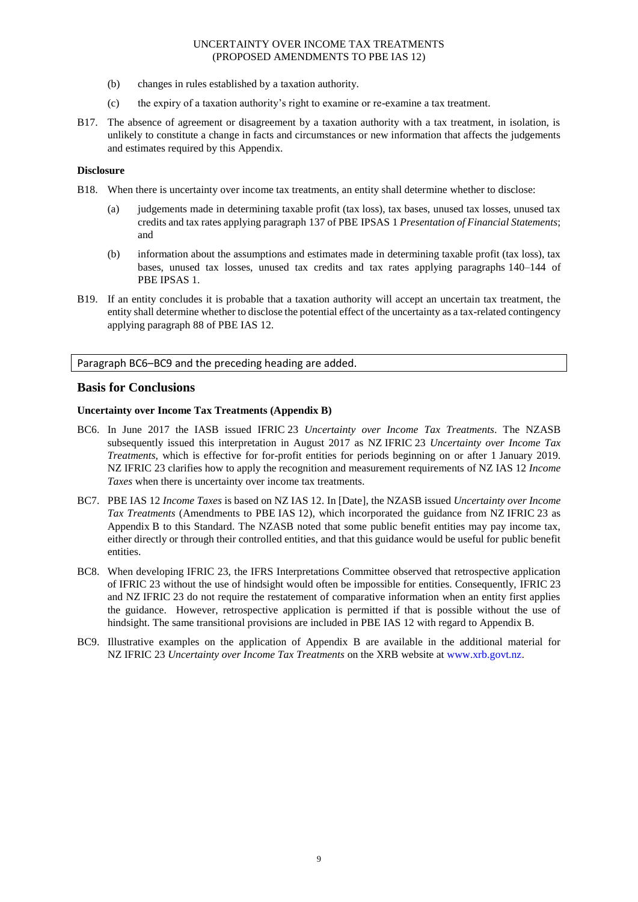(b) changes in rules established by a taxation authority.

(c) the expiry of a taxation authority's right to examine or re-examine a tax treatment.

B17. The absence of agreement or disagreement by a taxation authority with a tax treatment, in isolation, is unlikely to constitute a change in facts and circumstances or new information that affects the judgements and estimates required by this Appendix.

**Disclosure**

B18. When there is uncertainty over income tax treatments, an entity shall determine whether to disclose:

(a) judgements made in determining taxable profit (tax loss), tax bases, unused tax losses, unused tax credits and tax rates applying paragraph 137 of PBE IPSAS 1 *Presentation of Financial Statements*; and

(b) information about the assumptions and estimates made in determining taxable profit (tax loss), tax bases, unused tax losses, unused tax credits and tax rates applying paragraphs 140–144 of PBE IPSAS 1.

B19. If an entity concludes it is probable that a taxation authority will accept an uncertain tax treatment, the entity shall determine whether to disclose the potential effect of the uncertainty as a tax-related contingency applying paragraph 88 of PBE IAS 12.

Paragraph BC6–BC9 and the preceding heading are added.

## Basis for Conclusions

**Uncertainty over Income Tax Treatments (Appendix B)**

BC6. In June 2017 the IASB issued IFRIC 23 *Uncertainty over Income Tax Treatments*. The NZASB subsequently issued this interpretation in August 2017 as NZ IFRIC 23 *Uncertainty over Income Tax Treatments*, which is effective for for-profit entities for periods beginning on or after 1 January 2019. NZ IFRIC 23 clarifies how to apply the recognition and measurement requirements of NZ IAS 12 *Income Taxes* when there is uncertainty over income tax treatments.

BC7. PBE IAS 12 *Income Taxes* is based on NZ IAS 12. In [Date], the NZASB issued *Uncertainty over Income Tax Treatments* (Amendments to PBE IAS 12), which incorporated the guidance from NZ IFRIC 23 as Appendix B to this Standard. The NZASB noted that some public benefit entities may pay income tax, either directly or through their controlled entities, and that this guidance would be useful for public benefit entities.

BC8. When developing IFRIC 23, the IFRS Interpretations Committee observed that retrospective application of IFRIC 23 without the use of hindsight would often be impossible for entities. Consequently, IFRIC 23 and NZ IFRIC 23 do not require the restatement of comparative information when an entity first applies the guidance. However, retrospective application is permitted if that is possible without the use of hindsight. The same transitional provisions are included in PBE IAS 12 with regard to Appendix B.

BC9. Illustrative examples on the application of Appendix B are available in the additional material for NZ IFRIC 23 *Uncertainty over Income Tax Treatments* on the XRB website at www.xrb.govt.nz.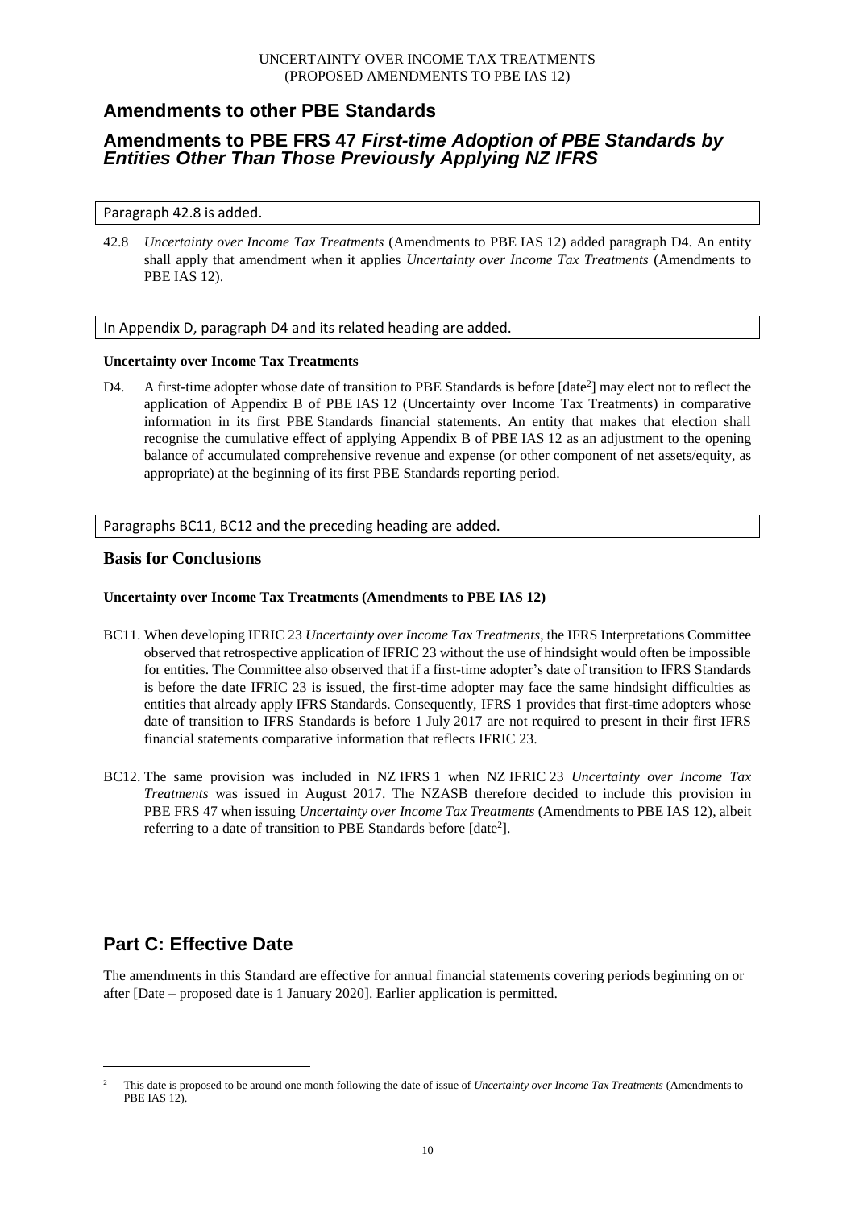## Amendments to other PBE Standards

## Amendments to PBE FRS 47 *First-time Adoption of PBE Standards by Entities Other Than Those Previously Applying NZ IFRS*

Paragraph 42.8 is added.

42.8 *Uncertainty over Income Tax Treatments* (Amendments to PBE IAS 12) added paragraph D4. An entity shall apply that amendment when it applies *Uncertainty over Income Tax Treatments* (Amendments to PBE IAS 12).

In Appendix D, paragraph D4 and its related heading are added.

**Uncertainty over Income Tax Treatments**

D4. A first-time adopter whose date of transition to PBE Standards is before [date[2]] may elect not to reflect the application of Appendix B of PBE IAS 12 (Uncertainty over Income Tax Treatments) in comparative information in its first PBE Standards financial statements. An entity that makes that election shall recognise the cumulative effect of applying Appendix B of PBE IAS 12 as an adjustment to the opening balance of accumulated comprehensive revenue and expense (or other component of net assets/equity, as appropriate) at the beginning of its first PBE Standards reporting period.

Paragraphs BC11, BC12 and the preceding heading are added.

### Basis for Conclusions

**Uncertainty over Income Tax Treatments (Amendments to PBE IAS 12)**

BC11. When developing IFRIC 23 *Uncertainty over Income Tax Treatments*, the IFRS Interpretations Committee observed that retrospective application of IFRIC 23 without the use of hindsight would often be impossible for entities. The Committee also observed that if a first-time adopter's date of transition to IFRS Standards is before the date IFRIC 23 is issued, the first-time adopter may face the same hindsight difficulties as entities that already apply IFRS Standards. Consequently, IFRS 1 provides that first-time adopters whose date of transition to IFRS Standards is before 1 July 2017 are not required to present in their first IFRS financial statements comparative information that reflects IFRIC 23.

BC12. The same provision was included in NZ IFRS 1 when NZ IFRIC 23 *Uncertainty over Income Tax Treatments* was issued in August 2017. The NZASB therefore decided to include this provision in PBE FRS 47 when issuing *Uncertainty over Income Tax Treatments* (Amendments to PBE IAS 12), albeit referring to a date of transition to PBE Standards before [date[2]].

## Part C: Effective Date

The amendments in this Standard are effective for annual financial statements covering periods beginning on or after [Date – proposed date is 1 January 2020]. Earlier application is permitted.

---

[2] This date is proposed to be around one month following the date of issue of *Uncertainty over Income Tax Treatments* (Amendments to PBE IAS 12).